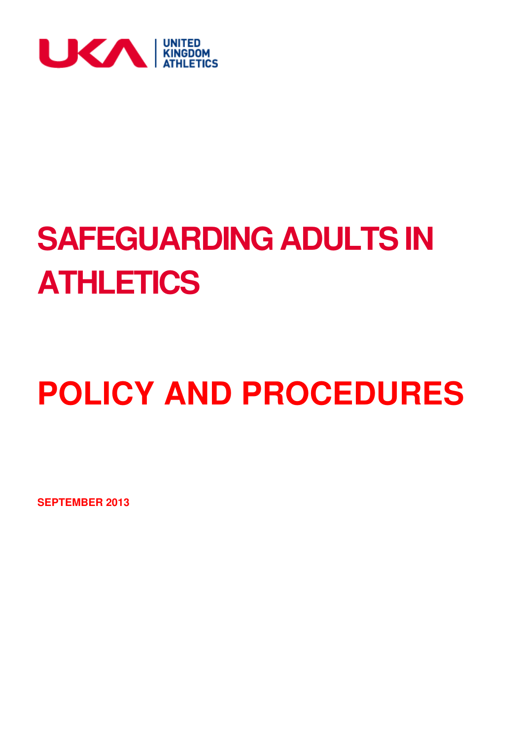UNITED KINGDOM ATHLETICS

# SAFEGUARDING ADULTS IN ATHLETICS

# POLICY AND PROCEDURES

**SEPTEMBER 2013**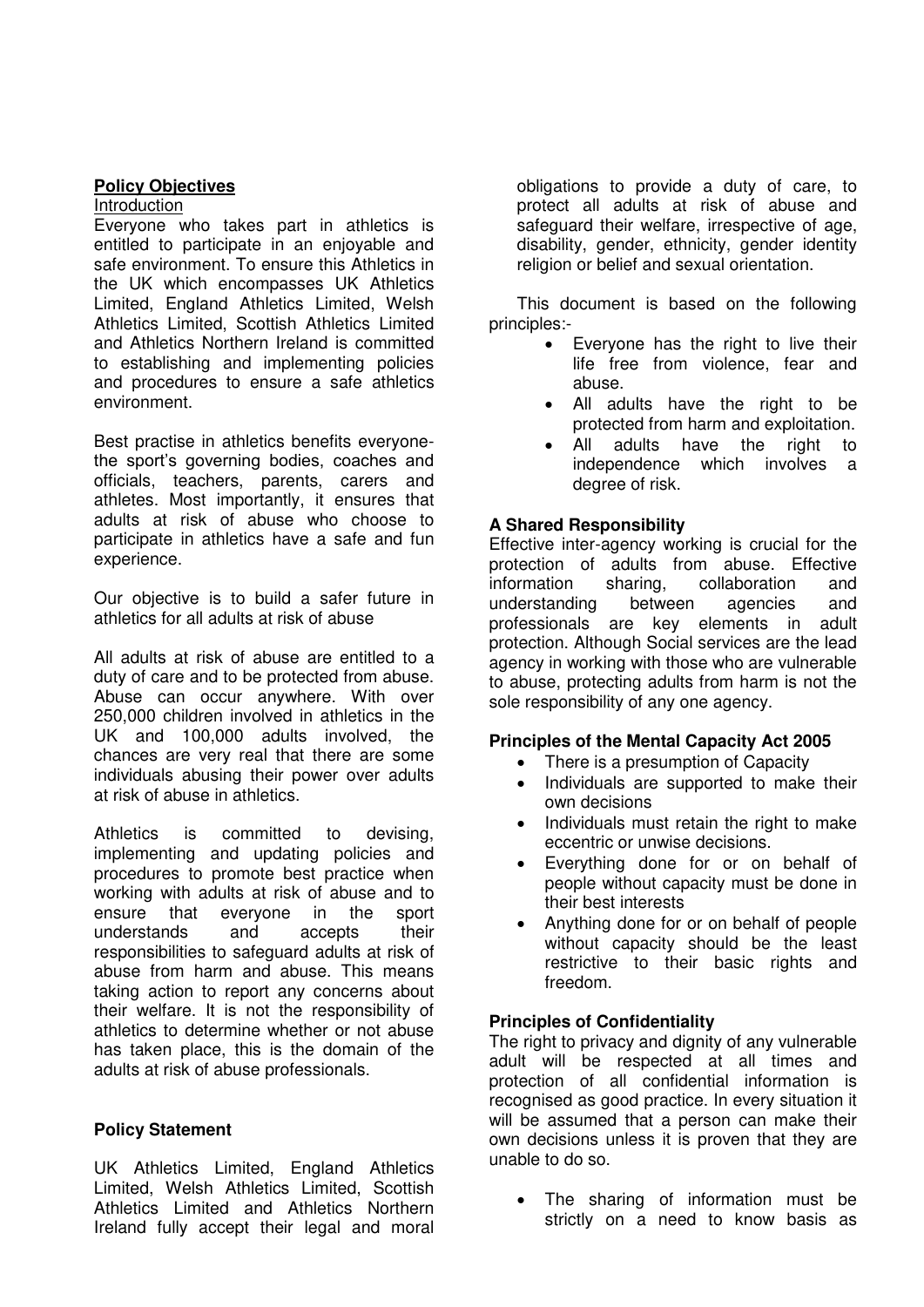**Policy Objectives**

Introduction

Everyone who takes part in athletics is entitled to participate in an enjoyable and safe environment. To ensure this Athletics in the UK which encompasses UK Athletics Limited, England Athletics Limited, Welsh Athletics Limited, Scottish Athletics Limited and Athletics Northern Ireland is committed to establishing and implementing policies and procedures to ensure a safe athletics environment.

Best practise in athletics benefits everyone- the sport's governing bodies, coaches and officials, teachers, parents, carers and athletes. Most importantly, it ensures that adults at risk of abuse who choose to participate in athletics have a safe and fun experience.

Our objective is to build a safer future in athletics for all adults at risk of abuse

All adults at risk of abuse are entitled to a duty of care and to be protected from abuse. Abuse can occur anywhere. With over 250,000 children involved in athletics in the UK and 100,000 adults involved, the chances are very real that there are some individuals abusing their power over adults at risk of abuse in athletics.

Athletics is committed to devising, implementing and updating policies and procedures to promote best practice when working with adults at risk of abuse and to ensure that everyone in the sport understands and accepts their responsibilities to safeguard adults at risk of abuse from harm and abuse. This means taking action to report any concerns about their welfare. It is not the responsibility of athletics to determine whether or not abuse has taken place, this is the domain of the adults at risk of abuse professionals.

**Policy Statement**

UK Athletics Limited, England Athletics Limited, Welsh Athletics Limited, Scottish Athletics Limited and Athletics Northern Ireland fully accept their legal and moral obligations to provide a duty of care, to protect all adults at risk of abuse and safeguard their welfare, irrespective of age, disability, gender, ethnicity, gender identity religion or belief and sexual orientation.

This document is based on the following principles:-

- Everyone has the right to live their life free from violence, fear and abuse.
- All adults have the right to be protected from harm and exploitation.
- All adults have the right to independence which involves a degree of risk.

**A Shared Responsibility**

Effective inter-agency working is crucial for the protection of adults from abuse. Effective information sharing, collaboration and understanding between agencies and professionals are key elements in adult protection. Although Social services are the lead agency in working with those who are vulnerable to abuse, protecting adults from harm is not the sole responsibility of any one agency.

**Principles of the Mental Capacity Act 2005**

- There is a presumption of Capacity
- Individuals are supported to make their own decisions
- Individuals must retain the right to make eccentric or unwise decisions.
- Everything done for or on behalf of people without capacity must be done in their best interests
- Anything done for or on behalf of people without capacity should be the least restrictive to their basic rights and freedom.

**Principles of Confidentiality**

The right to privacy and dignity of any vulnerable adult will be respected at all times and protection of all confidential information is recognised as good practice. In every situation it will be assumed that a person can make their own decisions unless it is proven that they are unable to do so.

- The sharing of information must be strictly on a need to know basis as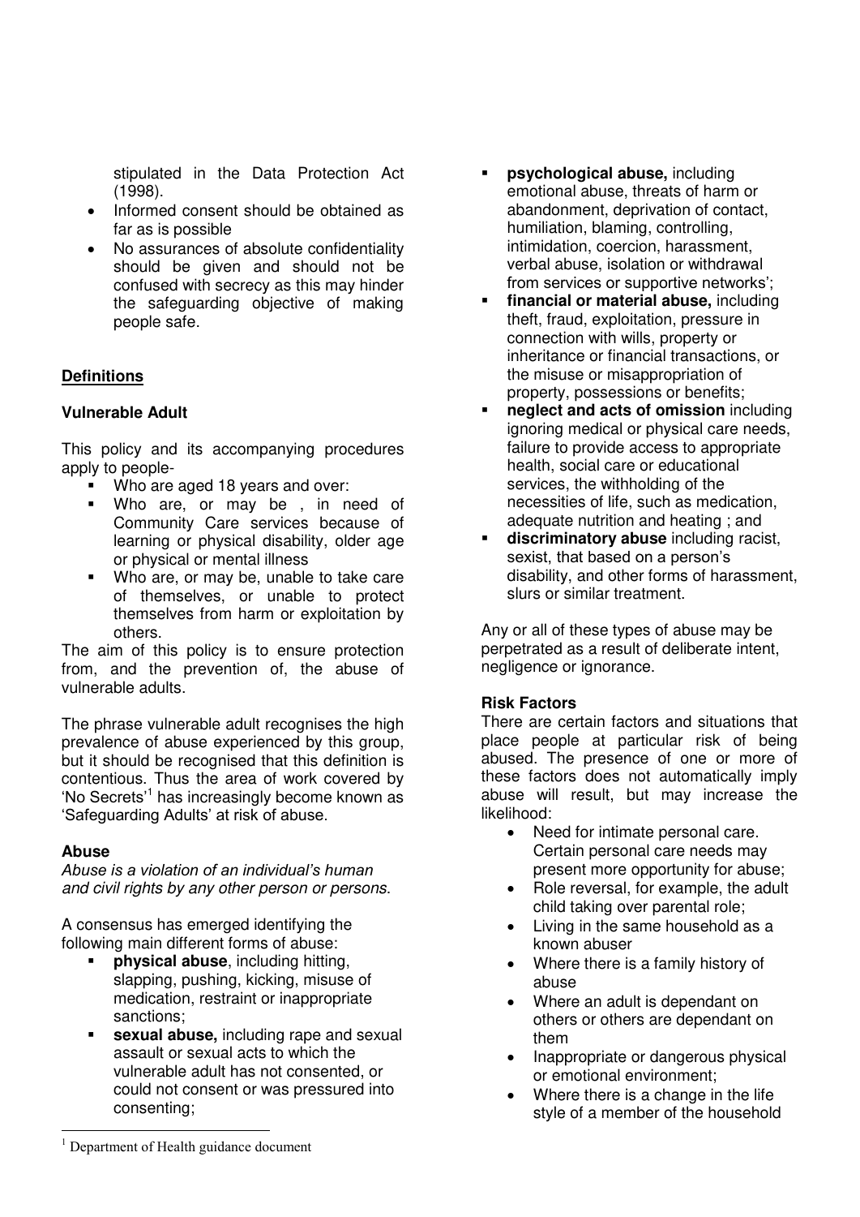stipulated in the Data Protection Act (1998).

- Informed consent should be obtained as far as is possible
- No assurances of absolute confidentiality should be given and should not be confused with secrecy as this may hinder the safeguarding objective of making people safe.

## Definitions

### Vulnerable Adult

This policy and its accompanying procedures apply to people-

- Who are aged 18 years and over:
- Who are, or may be , in need of Community Care services because of learning or physical disability, older age or physical or mental illness
- Who are, or may be, unable to take care of themselves, or unable to protect themselves from harm or exploitation by others.

The aim of this policy is to ensure protection from, and the prevention of, the abuse of vulnerable adults.

The phrase vulnerable adult recognises the high prevalence of abuse experienced by this group, but it should be recognised that this definition is contentious. Thus the area of work covered by 'No Secrets'[1] has increasingly become known as 'Safeguarding Adults' at risk of abuse.

### Abuse

*Abuse is a violation of an individual's human and civil rights by any other person or persons.*

A consensus has emerged identifying the following main different forms of abuse:

- **physical abuse**, including hitting, slapping, pushing, kicking, misuse of medication, restraint or inappropriate sanctions;
- **sexual abuse,** including rape and sexual assault or sexual acts to which the vulnerable adult has not consented, or could not consent or was pressured into consenting;
- **psychological abuse,** including emotional abuse, threats of harm or abandonment, deprivation of contact, humiliation, blaming, controlling, intimidation, coercion, harassment, verbal abuse, isolation or withdrawal from services or supportive networks';
- **financial or material abuse,** including theft, fraud, exploitation, pressure in connection with wills, property or inheritance or financial transactions, or the misuse or misappropriation of property, possessions or benefits;
- **neglect and acts of omission** including ignoring medical or physical care needs, failure to provide access to appropriate health, social care or educational services, the withholding of the necessities of life, such as medication, adequate nutrition and heating ; and
- **discriminatory abuse** including racist, sexist, that based on a person's disability, and other forms of harassment, slurs or similar treatment.

Any or all of these types of abuse may be perpetrated as a result of deliberate intent, negligence or ignorance.

### Risk Factors

There are certain factors and situations that place people at particular risk of being abused. The presence of one or more of these factors does not automatically imply abuse will result, but may increase the likelihood:

- Need for intimate personal care. Certain personal care needs may present more opportunity for abuse;
- Role reversal, for example, the adult child taking over parental role;
- Living in the same household as a known abuser
- Where there is a family history of abuse
- Where an adult is dependant on others or others are dependant on them
- Inappropriate or dangerous physical or emotional environment;
- Where there is a change in the life style of a member of the household

[1] Department of Health guidance document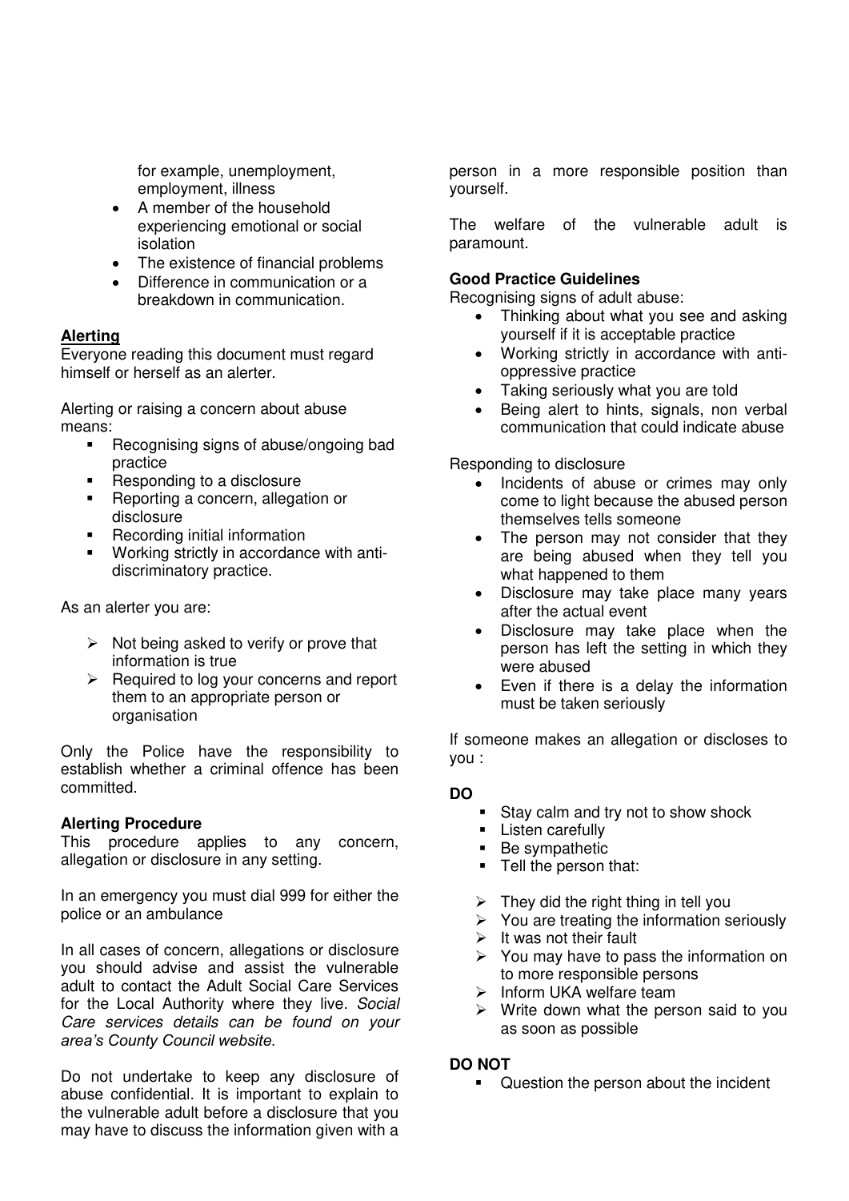for example, unemployment, employment, illness

- A member of the household experiencing emotional or social isolation
- The existence of financial problems
- Difference in communication or a breakdown in communication.

**Alerting**

Everyone reading this document must regard himself or herself as an alerter.

Alerting or raising a concern about abuse means:

- Recognising signs of abuse/ongoing bad practice
- Responding to a disclosure
- Reporting a concern, allegation or disclosure
- Recording initial information
- Working strictly in accordance with anti-discriminatory practice.

As an alerter you are:

- Not being asked to verify or prove that information is true
- Required to log your concerns and report them to an appropriate person or organisation

Only the Police have the responsibility to establish whether a criminal offence has been committed.

**Alerting Procedure**

This procedure applies to any concern, allegation or disclosure in any setting.

In an emergency you must dial 999 for either the police or an ambulance

In all cases of concern, allegations or disclosure you should advise and assist the vulnerable adult to contact the Adult Social Care Services for the Local Authority where they live. *Social Care services details can be found on your area's County Council website.*

Do not undertake to keep any disclosure of abuse confidential. It is important to explain to the vulnerable adult before a disclosure that you may have to discuss the information given with a person in a more responsible position than yourself.

The welfare of the vulnerable adult is paramount.

**Good Practice Guidelines**

Recognising signs of adult abuse:

- Thinking about what you see and asking yourself if it is acceptable practice
- Working strictly in accordance with anti-oppressive practice
- Taking seriously what you are told
- Being alert to hints, signals, non verbal communication that could indicate abuse

Responding to disclosure

- Incidents of abuse or crimes may only come to light because the abused person themselves tells someone
- The person may not consider that they are being abused when they tell you what happened to them
- Disclosure may take place many years after the actual event
- Disclosure may take place when the person has left the setting in which they were abused
- Even if there is a delay the information must be taken seriously

If someone makes an allegation or discloses to you :

**DO**

- Stay calm and try not to show shock
- Listen carefully
- Be sympathetic
- Tell the person that:
  - They did the right thing in tell you
  - You are treating the information seriously
  - It was not their fault
  - You may have to pass the information on to more responsible persons
  - Inform UKA welfare team
  - Write down what the person said to you as soon as possible

**DO NOT**

- Question the person about the incident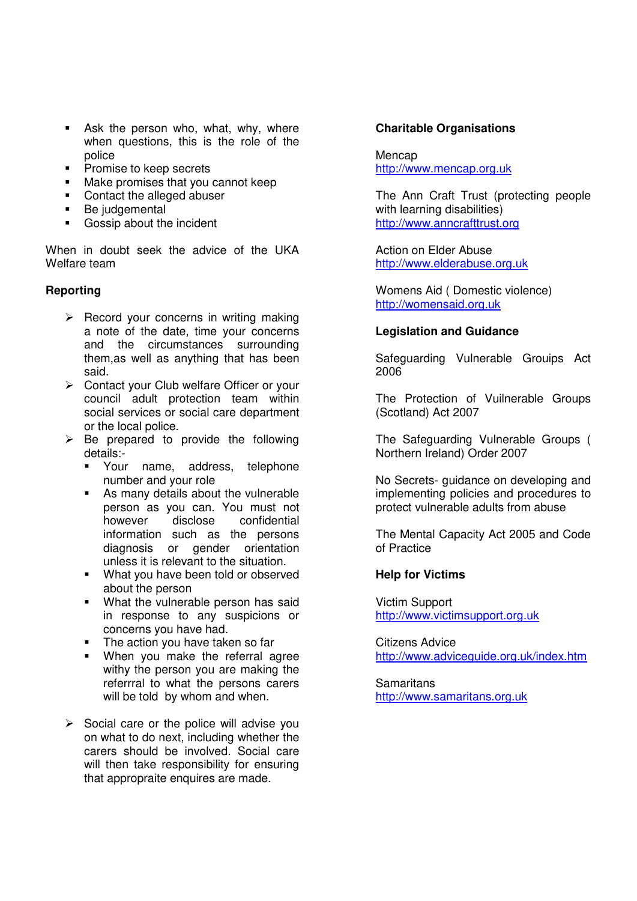- Ask the person who, what, why, where when questions, this is the role of the police
- Promise to keep secrets
- Make promises that you cannot keep
- Contact the alleged abuser
- Be judgemental
- Gossip about the incident

When in doubt seek the advice of the UKA Welfare team

**Reporting**

- Record your concerns in writing making a note of the date, time your concerns and the circumstances surrounding them,as well as anything that has been said.
- Contact your Club welfare Officer or your council adult protection team within social services or social care department or the local police.
- Be prepared to provide the following details:-
  - Your name, address, telephone number and your role
  - As many details about the vulnerable person as you can. You must not however disclose confidential information such as the persons diagnosis or gender orientation unless it is relevant to the situation.
  - What you have been told or observed about the person
  - What the vulnerable person has said in response to any suspicions or concerns you have had.
  - The action you have taken so far
  - When you make the referral agree withy the person you are making the referrral to what the persons carers will be told by whom and when.

- Social care or the police will advise you on what to do next, including whether the carers should be involved. Social care will then take responsibility for ensuring that appropraite enquires are made.

**Charitable Organisations**

Mencap
http://www.mencap.org.uk

The Ann Craft Trust (protecting people with learning disabilities)
http://www.anncrafttrust.org

Action on Elder Abuse
http://www.elderabuse.org.uk

Womens Aid ( Domestic violence)
http://womensaid.org.uk

**Legislation and Guidance**

Safeguarding Vulnerable Grouips Act 2006

The Protection of Vuilnerable Groups (Scotland) Act 2007

The Safeguarding Vulnerable Groups ( Northern Ireland) Order 2007

No Secrets- guidance on developing and implementing policies and procedures to protect vulnerable adults from abuse

The Mental Capacity Act 2005 and Code of Practice

**Help for Victims**

Victim Support
http://www.victimsupport.org.uk

Citizens Advice
http://www.adviceguide.org.uk/index.htm

Samaritans
http://www.samaritans.org.uk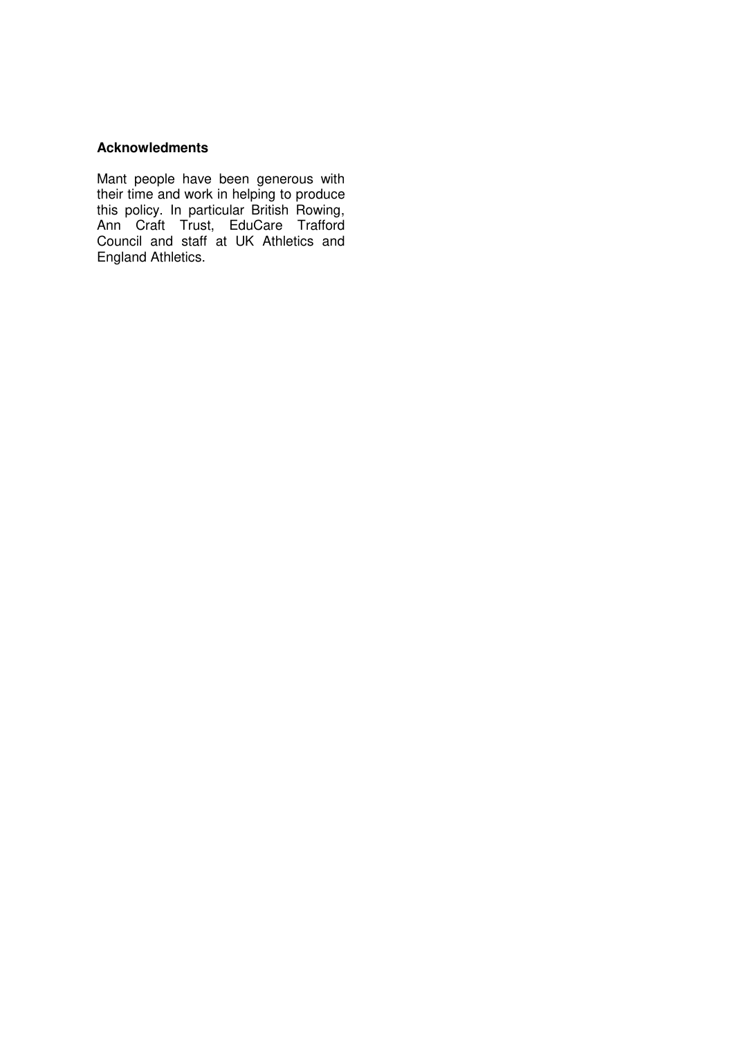**Acknowledments**

Mant people have been generous with their time and work in helping to produce this policy. In particular British Rowing, Ann Craft Trust, EduCare Trafford Council and staff at UK Athletics and England Athletics.